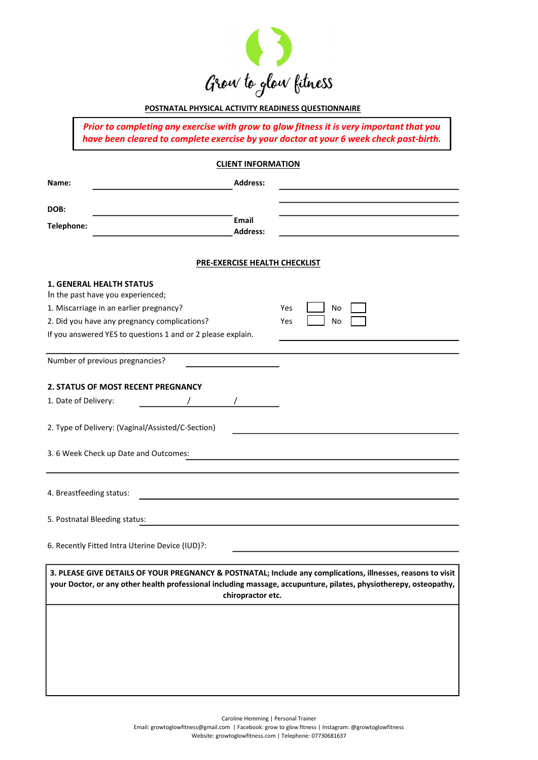Grow to glow fitness

## POSTNATAL PHYSICAL ACTIVITY READINESS QUESTIONNAIRE

***Prior to completing any exercise with grow to glow fitness it is very important that you have been cleared to complete exercise by your doctor at your 6 week check post-birth.***

### CLIENT INFORMATION

**Name:** ______________________ **Address:** ______________________

______________________

**DOB:** ______________________ ______________________

**Telephone:** ______________________ **Email Address:** ______________________

### PRE-EXERCISE HEALTH CHECKLIST

**1. GENERAL HEALTH STATUS**

In the past have you experienced;

1. Miscarriage in an earlier pregnancy? Yes ☐ No ☐
2. Did you have any pregnancy complications? Yes ☐ No ☐

If you answered YES to questions 1 and or 2 please explain. ______________________

______________________

Number of previous pregnancies? ______________________

**2. STATUS OF MOST RECENT PREGNANCY**

1. Date of Delivery: ______ / ______ / ______

2. Type of Delivery: (Vaginal/Assisted/C-Section) ______________________

3. 6 Week Check up Date and Outcomes: ______________________

______________________

4. Breastfeeding status: ______________________

5. Postnatal Bleeding status: ______________________

6. Recently Fitted Intra Uterine Device (IUD)?: ______________________

| **3. PLEASE GIVE DETAILS OF YOUR PREGNANCY & POSTNATAL; Include any complications, illnesses, reasons to visit your Doctor, or any other health professional including massage, accupunture, pilates, physiotherepy, osteopathy, chiropractor etc.** |
|---|
| |

Caroline Hemming | Personal Trainer
Email: growtoglowfitness@gmail.com | Facebook: grow to glow fitness | Instagram: @growtoglowfitness
Website: growtoglowfitness.com | Telephone: 07730681637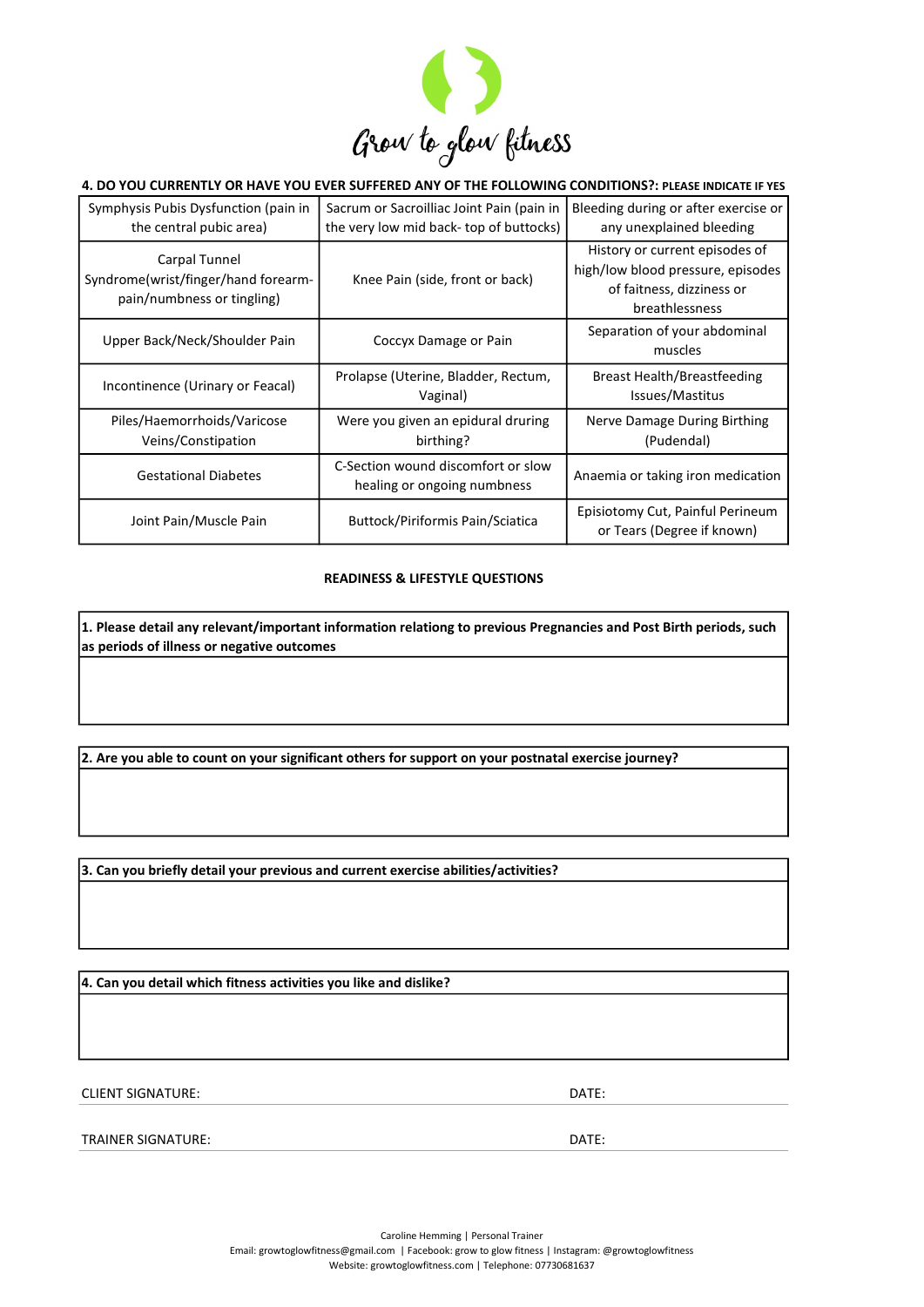Grow to glow fitness

### 4. DO YOU CURRENTLY OR HAVE YOU EVER SUFFERED ANY OF THE FOLLOWING CONDITIONS?: PLEASE INDICATE IF YES

| | | |
|---|---|---|
| Symphysis Pubis Dysfunction (pain in the central pubic area) | Sacrum or Sacroilliac Joint Pain (pain in the very low mid back- top of buttocks) | Bleeding during or after exercise or any unexplained bleeding |
| Carpal Tunnel Syndrome(wrist/finger/hand forearm-pain/numbness or tingling) | Knee Pain (side, front or back) | History or current episodes of high/low blood pressure, episodes of faitness, dizziness or breathlessness |
| Upper Back/Neck/Shoulder Pain | Coccyx Damage or Pain | Separation of your abdominal muscles |
| Incontinence (Urinary or Feacal) | Prolapse (Uterine, Bladder, Rectum, Vaginal) | Breast Health/Breastfeeding Issues/Mastitus |
| Piles/Haemorrhoids/Varicose Veins/Constipation | Were you given an epidural drurring birthing? | Nerve Damage During Birthing (Pudendal) |
| Gestational Diabetes | C-Section wound discomfort or slow healing or ongoing numbness | Anaemia or taking iron medication |
| Joint Pain/Muscle Pain | Buttock/Piriformis Pain/Sciatica | Episiotomy Cut, Painful Perineum or Tears (Degree if known) |

### READINESS & LIFESTYLE QUESTIONS

**1. Please detail any relevant/important information relationg to previous Pregnancies and Post Birth periods, such as periods of illness or negative outcomes**

**2. Are you able to count on your significant others for support on your postnatal exercise journey?**

**3. Can you briefly detail your previous and current exercise abilities/activities?**

**4. Can you detail which fitness activities you like and dislike?**

CLIENT SIGNATURE: DATE:

TRAINER SIGNATURE: DATE:

Caroline Hemming | Personal Trainer
Email: growtoglowfitness@gmail.com | Facebook: grow to glow fitness | Instagram: @growtoglowfitness
Website: growtoglowfitness.com | Telephone: 07730681637